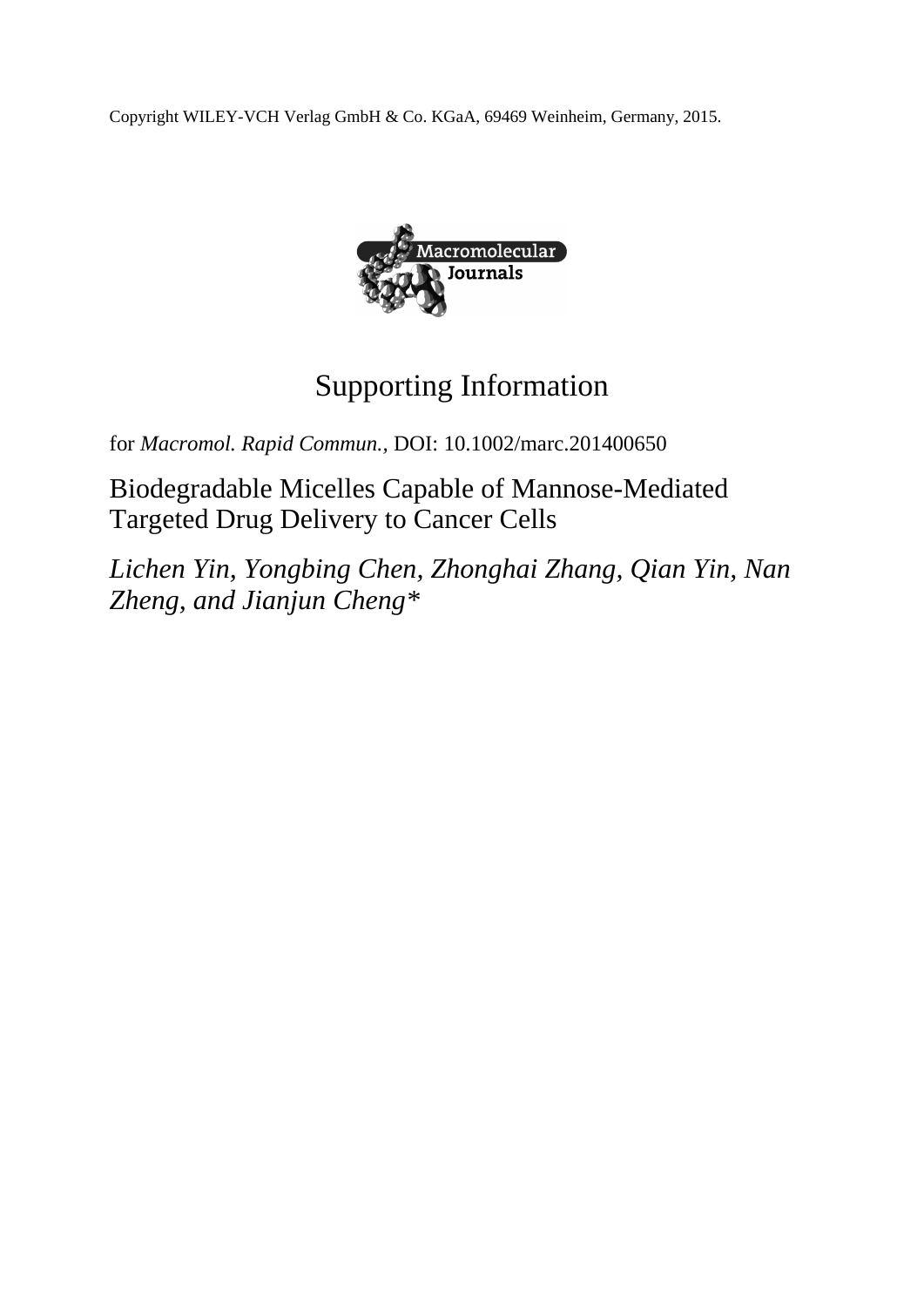Copyright WILEY-VCH Verlag GmbH & Co. KGaA, 69469 Weinheim, Germany, 2015.

# Supporting Information

for *Macromol. Rapid Commun.,* DOI: 10.1002/marc.201400650

## Biodegradable Micelles Capable of Mannose-Mediated Targeted Drug Delivery to Cancer Cells

*Lichen Yin, Yongbing Chen, Zhonghai Zhang, Qian Yin, Nan Zheng, and Jianjun Cheng**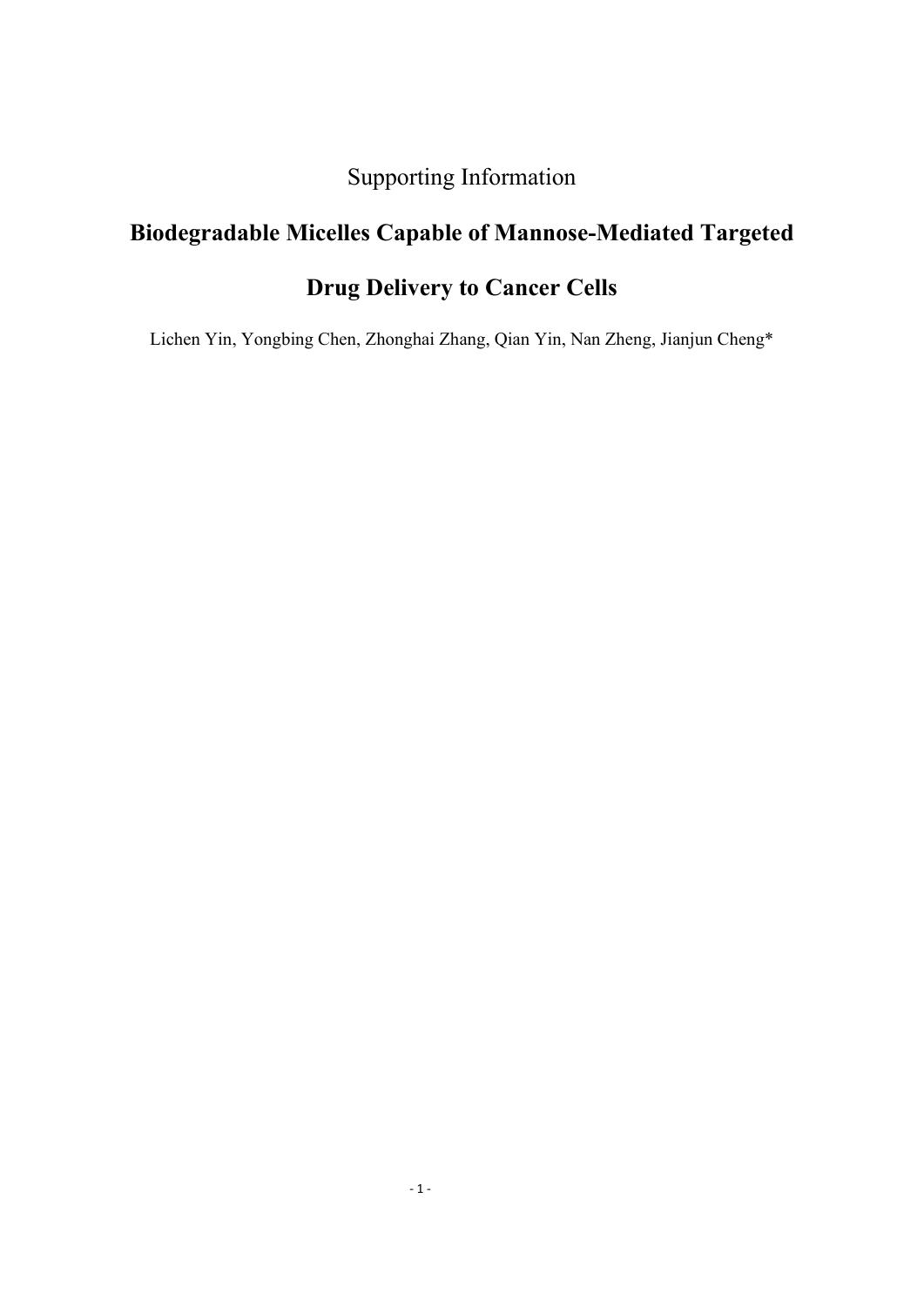Supporting Information

# Biodegradable Micelles Capable of Mannose-Mediated Targeted Drug Delivery to Cancer Cells

Lichen Yin, Yongbing Chen, Zhonghai Zhang, Qian Yin, Nan Zheng, Jianjun Cheng*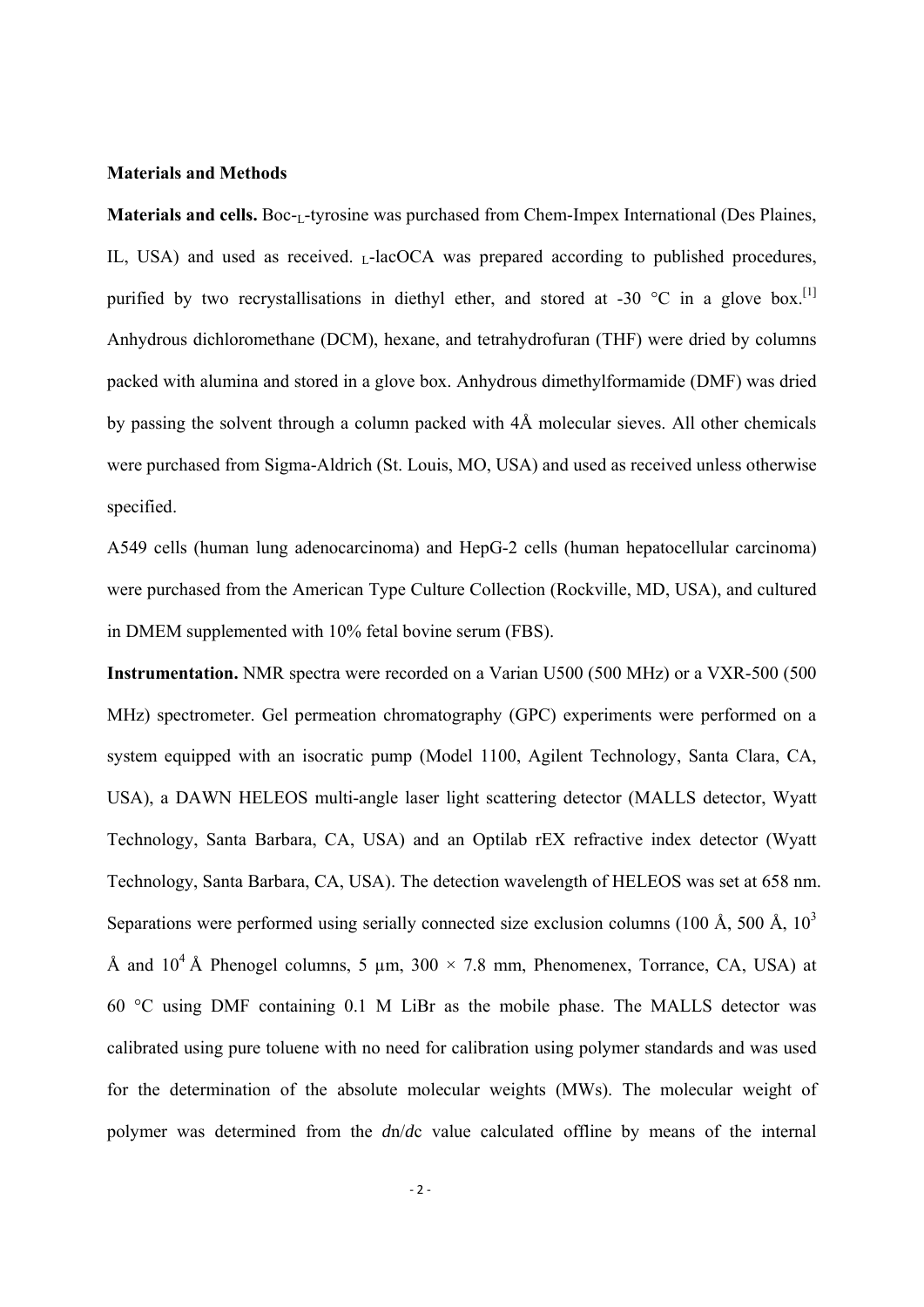**Materials and Methods**

**Materials and cells.** Boc-$_L$-tyrosine was purchased from Chem-Impex International (Des Plaines, IL, USA) and used as received. $_L$-lacOCA was prepared according to published procedures, purified by two recrystallisations in diethyl ether, and stored at -30 °C in a glove box.[1] Anhydrous dichloromethane (DCM), hexane, and tetrahydrofuran (THF) were dried by columns packed with alumina and stored in a glove box. Anhydrous dimethylformamide (DMF) was dried by passing the solvent through a column packed with 4Å molecular sieves. All other chemicals were purchased from Sigma-Aldrich (St. Louis, MO, USA) and used as received unless otherwise specified.

A549 cells (human lung adenocarcinoma) and HepG-2 cells (human hepatocellular carcinoma) were purchased from the American Type Culture Collection (Rockville, MD, USA), and cultured in DMEM supplemented with 10% fetal bovine serum (FBS).

**Instrumentation.** NMR spectra were recorded on a Varian U500 (500 MHz) or a VXR-500 (500 MHz) spectrometer. Gel permeation chromatography (GPC) experiments were performed on a system equipped with an isocratic pump (Model 1100, Agilent Technology, Santa Clara, CA, USA), a DAWN HELEOS multi-angle laser light scattering detector (MALLS detector, Wyatt Technology, Santa Barbara, CA, USA) and an Optilab rEX refractive index detector (Wyatt Technology, Santa Barbara, CA, USA). The detection wavelength of HELEOS was set at 658 nm. Separations were performed using serially connected size exclusion columns (100 Å, 500 Å, $10^3$ Å and $10^4$ Å Phenogel columns, 5 μm, 300 × 7.8 mm, Phenomenex, Torrance, CA, USA) at 60 °C using DMF containing 0.1 M LiBr as the mobile phase. The MALLS detector was calibrated using pure toluene with no need for calibration using polymer standards and was used for the determination of the absolute molecular weights (MWs). The molecular weight of polymer was determined from the *dn*/*dc* value calculated offline by means of the internal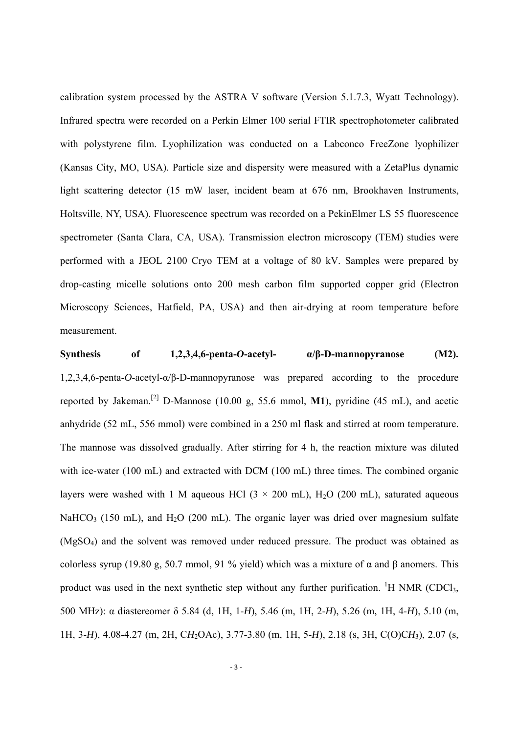calibration system processed by the ASTRA V software (Version 5.1.7.3, Wyatt Technology). Infrared spectra were recorded on a Perkin Elmer 100 serial FTIR spectrophotometer calibrated with polystyrene film. Lyophilization was conducted on a Labconco FreeZone lyophilizer (Kansas City, MO, USA). Particle size and dispersity were measured with a ZetaPlus dynamic light scattering detector (15 mW laser, incident beam at 676 nm, Brookhaven Instruments, Holtsville, NY, USA). Fluorescence spectrum was recorded on a PekinElmer LS 55 fluorescence spectrometer (Santa Clara, CA, USA). Transmission electron microscopy (TEM) studies were performed with a JEOL 2100 Cryo TEM at a voltage of 80 kV. Samples were prepared by drop-casting micelle solutions onto 200 mesh carbon film supported copper grid (Electron Microscopy Sciences, Hatfield, PA, USA) and then air-drying at room temperature before measurement.

**Synthesis of 1,2,3,4,6-penta-*O*-acetyl- α/β-D-mannopyranose (M2).** 1,2,3,4,6-penta-*O*-acetyl-α/β-D-mannopyranose was prepared according to the procedure reported by Jakeman.[2] D-Mannose (10.00 g, 55.6 mmol, **M1**), pyridine (45 mL), and acetic anhydride (52 mL, 556 mmol) were combined in a 250 ml flask and stirred at room temperature. The mannose was dissolved gradually. After stirring for 4 h, the reaction mixture was diluted with ice-water (100 mL) and extracted with DCM (100 mL) three times. The combined organic layers were washed with 1 M aqueous HCl (3 × 200 mL), $H_2O$ (200 mL), saturated aqueous $NaHCO_3$ (150 mL), and $H_2O$ (200 mL). The organic layer was dried over magnesium sulfate ($MgSO_4$) and the solvent was removed under reduced pressure. The product was obtained as colorless syrup (19.80 g, 50.7 mmol, 91 % yield) which was a mixture of α and β anomers. This product was used in the next synthetic step without any further purification. $^1$H NMR ($CDCl_3$, 500 MHz): α diastereomer δ 5.84 (d, 1H, 1-*H*), 5.46 (m, 1H, 2-*H*), 5.26 (m, 1H, 4-*H*), 5.10 (m, 1H, 3-*H*), 4.08-4.27 (m, 2H, C*H*$_2$OAc), 3.77-3.80 (m, 1H, 5-*H*), 2.18 (s, 3H, C(O)C*H*$_3$), 2.07 (s,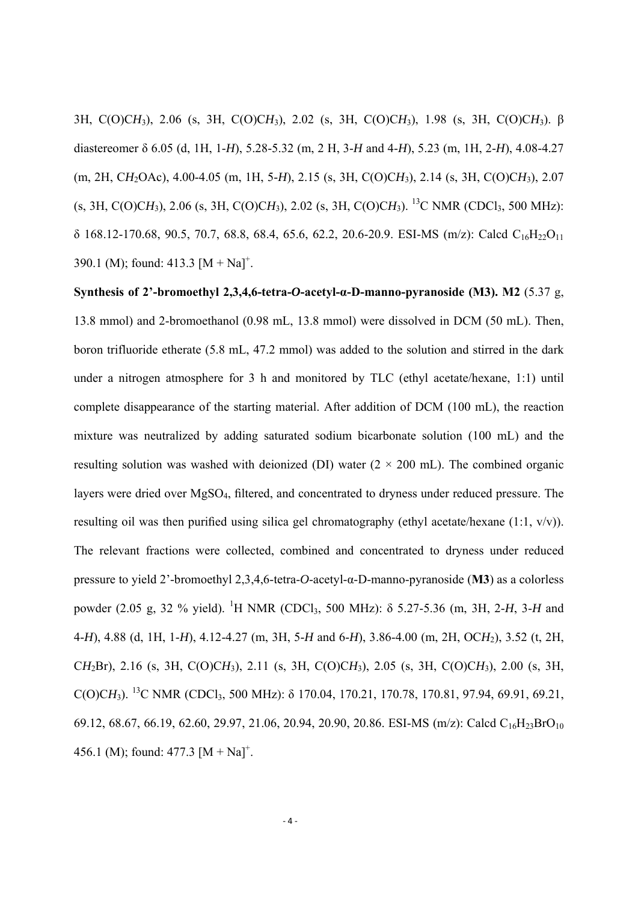3H, C(O)C*H*$_3$), 2.06 (s, 3H, C(O)C*H*$_3$), 2.02 (s, 3H, C(O)C*H*$_3$), 1.98 (s, 3H, C(O)C*H*$_3$). β diastereomer δ 6.05 (d, 1H, 1-*H*), 5.28-5.32 (m, 2 H, 3-*H* and 4-*H*), 5.23 (m, 1H, 2-*H*), 4.08-4.27 (m, 2H, C*H*$_2$OAc), 4.00-4.05 (m, 1H, 5-*H*), 2.15 (s, 3H, C(O)C*H*$_3$), 2.14 (s, 3H, C(O)C*H*$_3$), 2.07 (s, 3H, C(O)C*H*$_3$), 2.06 (s, 3H, C(O)C*H*$_3$), 2.02 (s, 3H, C(O)C*H*$_3$). $^{13}$C NMR (CDCl$_3$, 500 MHz): δ 168.12-170.68, 90.5, 70.7, 68.8, 68.4, 65.6, 62.2, 20.6-20.9. ESI-MS (m/z): Calcd $C_{16}H_{22}O_{11}$ 390.1 (M); found: 413.3 $[M + Na]^+$.

**Synthesis of 2'-bromoethyl 2,3,4,6-tetra-*O*-acetyl-α-D-manno-pyranoside (M3).** **M2** (5.37 g, 13.8 mmol) and 2-bromoethanol (0.98 mL, 13.8 mmol) were dissolved in DCM (50 mL). Then, boron trifluoride etherate (5.8 mL, 47.2 mmol) was added to the solution and stirred in the dark under a nitrogen atmosphere for 3 h and monitored by TLC (ethyl acetate/hexane, 1:1) until complete disappearance of the starting material. After addition of DCM (100 mL), the reaction mixture was neutralized by adding saturated sodium bicarbonate solution (100 mL) and the resulting solution was washed with deionized (DI) water (2 × 200 mL). The combined organic layers were dried over MgSO$_4$, filtered, and concentrated to dryness under reduced pressure. The resulting oil was then purified using silica gel chromatography (ethyl acetate/hexane (1:1, v/v)). The relevant fractions were collected, combined and concentrated to dryness under reduced pressure to yield 2'-bromoethyl 2,3,4,6-tetra-*O*-acetyl-α-D-manno-pyranoside (**M3**) as a colorless powder (2.05 g, 32 % yield). $^1$H NMR (CDCl$_3$, 500 MHz): δ 5.27-5.36 (m, 3H, 2-*H*, 3-*H* and 4-*H*), 4.88 (d, 1H, 1-*H*), 4.12-4.27 (m, 3H, 5-*H* and 6-*H*), 3.86-4.00 (m, 2H, OC*H*$_2$), 3.52 (t, 2H, C*H*$_2$Br), 2.16 (s, 3H, C(O)C*H*$_3$), 2.11 (s, 3H, C(O)C*H*$_3$), 2.05 (s, 3H, C(O)C*H*$_3$), 2.00 (s, 3H, C(O)C*H*$_3$). $^{13}$C NMR (CDCl$_3$, 500 MHz): δ 170.04, 170.21, 170.78, 170.81, 97.94, 69.91, 69.21, 69.12, 68.67, 66.19, 62.60, 29.97, 21.06, 20.94, 20.90, 20.86. ESI-MS (m/z): Calcd $C_{16}H_{23}BrO_{10}$ 456.1 (M); found: 477.3 $[M + Na]^+$.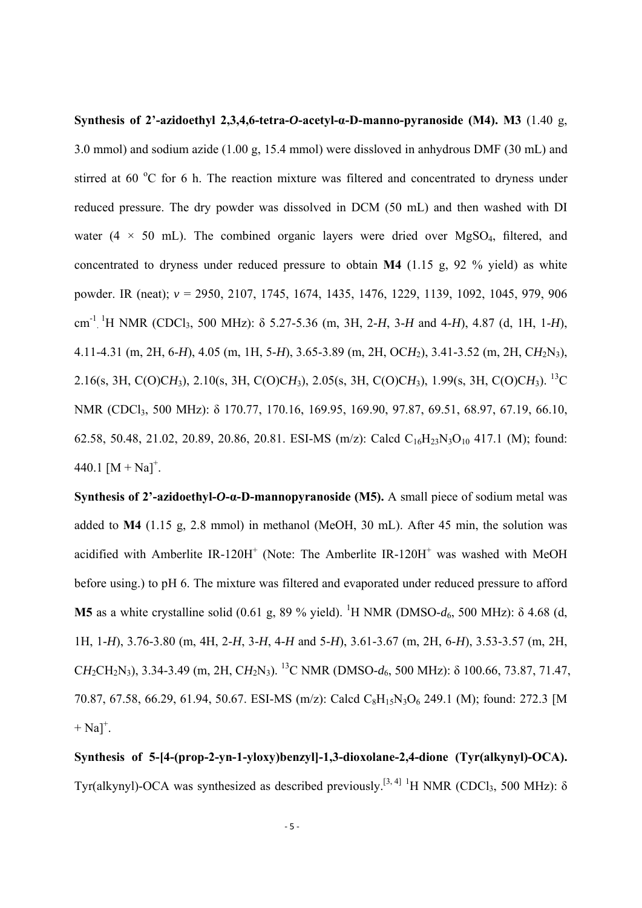**Synthesis of 2'-azidoethyl 2,3,4,6-tetra-*O*-acetyl-α-D-manno-pyranoside (M4).** **M3** (1.40 g, 3.0 mmol) and sodium azide (1.00 g, 15.4 mmol) were dissloved in anhydrous DMF (30 mL) and stirred at 60 °C for 6 h. The reaction mixture was filtered and concentrated to dryness under reduced pressure. The dry powder was dissolved in DCM (50 mL) and then washed with DI water (4 × 50 mL). The combined organic layers were dried over $MgSO_4$, filtered, and concentrated to dryness under reduced pressure to obtain **M4** (1.15 g, 92 % yield) as white powder. IR (neat); *ν* = 2950, 2107, 1745, 1674, 1435, 1476, 1229, 1139, 1092, 1045, 979, 906 $cm^{-1}$. $^1H$ NMR ($CDCl_3$, 500 MHz): δ 5.27-5.36 (m, 3H, 2-*H*, 3-*H* and 4-*H*), 4.87 (d, 1H, 1-*H*), 4.11-4.31 (m, 2H, 6-*H*), 4.05 (m, 1H, 5-*H*), 3.65-3.89 (m, 2H, $OCH_2$), 3.41-3.52 (m, 2H, $CH_2N_3$), 2.16(s, 3H, $C(O)CH_3$), 2.10(s, 3H, $C(O)CH_3$), 2.05(s, 3H, $C(O)CH_3$), 1.99(s, 3H, $C(O)CH_3$). $^{13}C$ NMR ($CDCl_3$, 500 MHz): δ 170.77, 170.16, 169.95, 169.90, 97.87, 69.51, 68.97, 67.19, 66.10, 62.58, 50.48, 21.02, 20.89, 20.86, 20.81. ESI-MS (m/z): Calcd $C_{16}H_{23}N_3O_{10}$ 417.1 (M); found: 440.1 $[M + Na]^+$.

**Synthesis of 2'-azidoethyl-*O*-α-D-mannopyranoside (M5).** A small piece of sodium metal was added to **M4** (1.15 g, 2.8 mmol) in methanol (MeOH, 30 mL). After 45 min, the solution was acidified with Amberlite IR-120$H^+$ (Note: The Amberlite IR-120$H^+$ was washed with MeOH before using.) to pH 6. The mixture was filtered and evaporated under reduced pressure to afford **M5** as a white crystalline solid (0.61 g, 89 % yield). $^1H$ NMR (DMSO-$d_6$, 500 MHz): δ 4.68 (d, 1H, 1-*H*), 3.76-3.80 (m, 4H, 2-*H*, 3-*H*, 4-*H* and 5-*H*), 3.61-3.67 (m, 2H, 6-*H*), 3.53-3.57 (m, 2H, $CH_2CH_2N_3$), 3.34-3.49 (m, 2H, $CH_2N_3$). $^{13}C$ NMR (DMSO-$d_6$, 500 MHz): δ 100.66, 73.87, 71.47, 70.87, 67.58, 66.29, 61.94, 50.67. ESI-MS (m/z): Calcd $C_8H_{15}N_3O_6$ 249.1 (M); found: 272.3 $[M + Na]^+$.

**Synthesis of 5-[4-(prop-2-yn-1-yloxy)benzyl]-1,3-dioxolane-2,4-dione (Tyr(alkynyl)-OCA).** Tyr(alkynyl)-OCA was synthesized as described previously.[3, 4] $^1H$ NMR ($CDCl_3$, 500 MHz): δ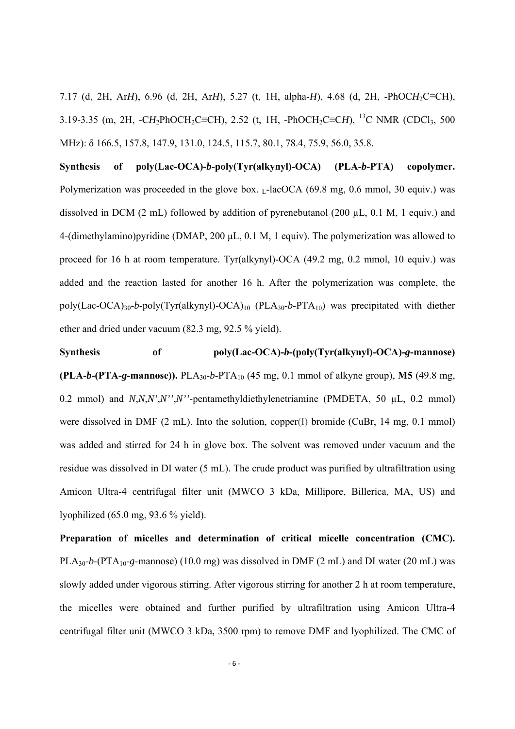7.17 (d, 2H, Ar*H*), 6.96 (d, 2H, Ar*H*), 5.27 (t, 1H, alpha-*H*), 4.68 (d, 2H, -PhOC$H_2$C≡CH), 3.19-3.35 (m, 2H, -C$H_2$PhOCH$_2$C≡CH), 2.52 (t, 1H, -PhOCH$_2$C≡C*H*), $^{13}$C NMR (CDCl$_3$, 500 MHz): δ 166.5, 157.8, 147.9, 131.0, 124.5, 115.7, 80.1, 78.4, 75.9, 56.0, 35.8.

**Synthesis of poly(Lac-OCA)-*b*-poly(Tyr(alkynyl)-OCA) (PLA-*b*-PTA) copolymer.** Polymerization was proceeded in the glove box. $_{L}$-lacOCA (69.8 mg, 0.6 mmol, 30 equiv.) was dissolved in DCM (2 mL) followed by addition of pyrenebutanol (200 μL, 0.1 M, 1 equiv.) and 4-(dimethylamino)pyridine (DMAP, 200 μL, 0.1 M, 1 equiv). The polymerization was allowed to proceed for 16 h at room temperature. Tyr(alkynyl)-OCA (49.2 mg, 0.2 mmol, 10 equiv.) was added and the reaction lasted for another 16 h. After the polymerization was complete, the poly(Lac-OCA)$_{30}$-*b*-poly(Tyr(alkynyl)-OCA)$_{10}$ (PLA$_{30}$-*b*-PTA$_{10}$) was precipitated with diether ether and dried under vacuum (82.3 mg, 92.5 % yield).

**Synthesis of poly(Lac-OCA)-*b*-(poly(Tyr(alkynyl)-OCA)-*g*-mannose) (PLA-*b*-(PTA-*g*-mannose)).** PLA$_{30}$-*b*-PTA$_{10}$ (45 mg, 0.1 mmol of alkyne group), **M5** (49.8 mg, 0.2 mmol) and *N*,*N*,*N'*,*N''*,*N''*-pentamethyldiethylenetriamine (PMDETA, 50 μL, 0.2 mmol) were dissolved in DMF (2 mL). Into the solution, copper(I) bromide (CuBr, 14 mg, 0.1 mmol) was added and stirred for 24 h in glove box. The solvent was removed under vacuum and the residue was dissolved in DI water (5 mL). The crude product was purified by ultrafiltration using Amicon Ultra-4 centrifugal filter unit (MWCO 3 kDa, Millipore, Billerica, MA, US) and lyophilized (65.0 mg, 93.6 % yield).

**Preparation of micelles and determination of critical micelle concentration (CMC).** PLA$_{30}$-*b*-(PTA$_{10}$-*g*-mannose) (10.0 mg) was dissolved in DMF (2 mL) and DI water (20 mL) was slowly added under vigorous stirring. After vigorous stirring for another 2 h at room temperature, the micelles were obtained and further purified by ultrafiltration using Amicon Ultra-4 centrifugal filter unit (MWCO 3 kDa, 3500 rpm) to remove DMF and lyophilized. The CMC of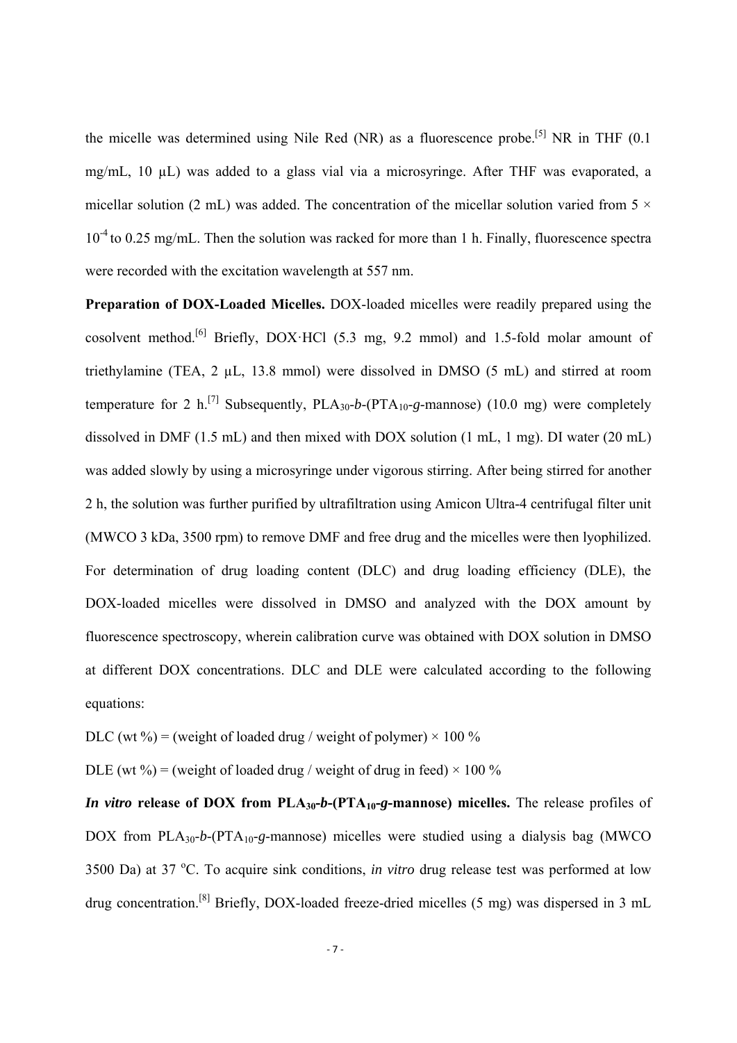the micelle was determined using Nile Red (NR) as a fluorescence probe.[5] NR in THF (0.1 mg/mL, 10 μL) was added to a glass vial via a microsyringe. After THF was evaporated, a micellar solution (2 mL) was added. The concentration of the micellar solution varied from $5 \times 10^{-4}$ to 0.25 mg/mL. Then the solution was racked for more than 1 h. Finally, fluorescence spectra were recorded with the excitation wavelength at 557 nm.

**Preparation of DOX-Loaded Micelles.** DOX-loaded micelles were readily prepared using the cosolvent method.[6] Briefly, DOX·HCl (5.3 mg, 9.2 mmol) and 1.5-fold molar amount of triethylamine (TEA, 2 μL, 13.8 mmol) were dissolved in DMSO (5 mL) and stirred at room temperature for 2 h.[7] Subsequently, $PLA_{30}$-*b*-($PTA_{10}$-*g*-mannose) (10.0 mg) were completely dissolved in DMF (1.5 mL) and then mixed with DOX solution (1 mL, 1 mg). DI water (20 mL) was added slowly by using a microsyringe under vigorous stirring. After being stirred for another 2 h, the solution was further purified by ultrafiltration using Amicon Ultra-4 centrifugal filter unit (MWCO 3 kDa, 3500 rpm) to remove DMF and free drug and the micelles were then lyophilized. For determination of drug loading content (DLC) and drug loading efficiency (DLE), the DOX-loaded micelles were dissolved in DMSO and analyzed with the DOX amount by fluorescence spectroscopy, wherein calibration curve was obtained with DOX solution in DMSO at different DOX concentrations. DLC and DLE were calculated according to the following equations:

DLC (wt %) = (weight of loaded drug / weight of polymer) × 100 %

DLE (wt %) = (weight of loaded drug / weight of drug in feed) × 100 %

***In vitro*** **release of DOX from $PLA_{30}$-*b*-($PTA_{10}$-*g*-mannose) micelles.** The release profiles of DOX from $PLA_{30}$-*b*-($PTA_{10}$-*g*-mannose) micelles were studied using a dialysis bag (MWCO 3500 Da) at 37 °C. To acquire sink conditions, *in vitro* drug release test was performed at low drug concentration.[8] Briefly, DOX-loaded freeze-dried micelles (5 mg) was dispersed in 3 mL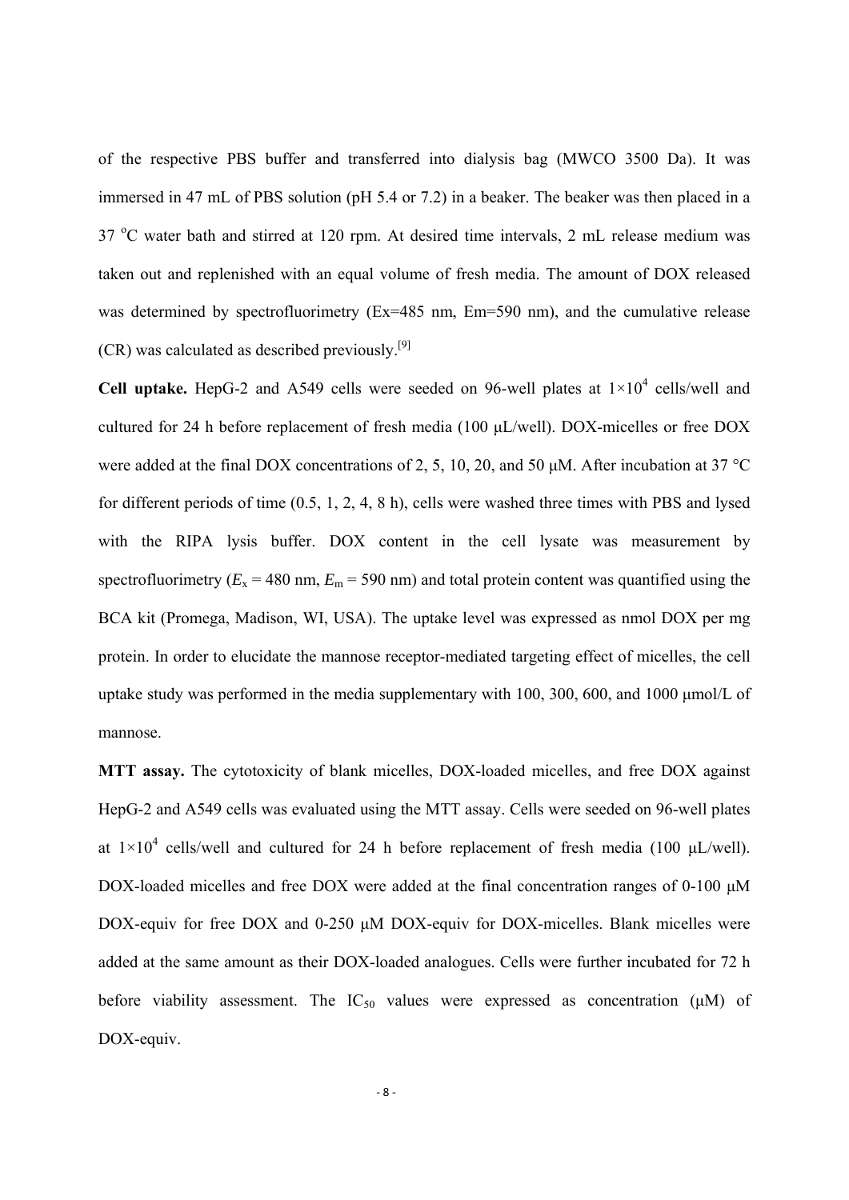of the respective PBS buffer and transferred into dialysis bag (MWCO 3500 Da). It was immersed in 47 mL of PBS solution (pH 5.4 or 7.2) in a beaker. The beaker was then placed in a 37 °C water bath and stirred at 120 rpm. At desired time intervals, 2 mL release medium was taken out and replenished with an equal volume of fresh media. The amount of DOX released was determined by spectrofluorimetry (Ex=485 nm, Em=590 nm), and the cumulative release (CR) was calculated as described previously.[9]

**Cell uptake.** HepG-2 and A549 cells were seeded on 96-well plates at $1\times10^4$ cells/well and cultured for 24 h before replacement of fresh media (100 μL/well). DOX-micelles or free DOX were added at the final DOX concentrations of 2, 5, 10, 20, and 50 μM. After incubation at 37 °C for different periods of time (0.5, 1, 2, 4, 8 h), cells were washed three times with PBS and lysed with the RIPA lysis buffer. DOX content in the cell lysate was measurement by spectrofluorimetry ($E_x$ = 480 nm, $E_m$ = 590 nm) and total protein content was quantified using the BCA kit (Promega, Madison, WI, USA). The uptake level was expressed as nmol DOX per mg protein. In order to elucidate the mannose receptor-mediated targeting effect of micelles, the cell uptake study was performed in the media supplementary with 100, 300, 600, and 1000 μmol/L of mannose.

**MTT assay.** The cytotoxicity of blank micelles, DOX-loaded micelles, and free DOX against HepG-2 and A549 cells was evaluated using the MTT assay. Cells were seeded on 96-well plates at $1\times10^4$ cells/well and cultured for 24 h before replacement of fresh media (100 μL/well). DOX-loaded micelles and free DOX were added at the final concentration ranges of 0-100 μM DOX-equiv for free DOX and 0-250 μM DOX-equiv for DOX-micelles. Blank micelles were added at the same amount as their DOX-loaded analogues. Cells were further incubated for 72 h before viability assessment. The $IC_{50}$ values were expressed as concentration (μM) of DOX-equiv.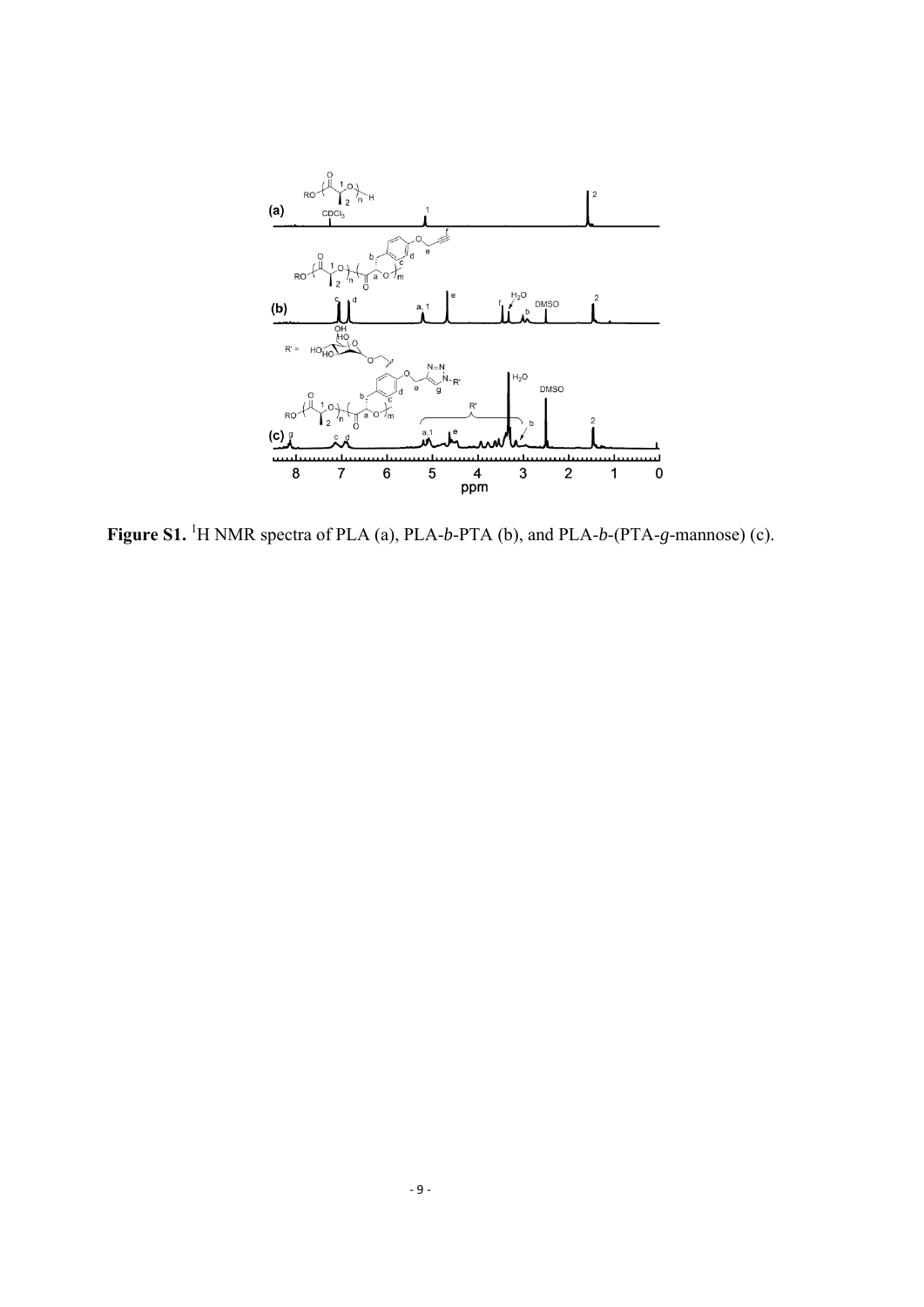**Figure S1.** $^1$H NMR spectra of PLA (a), PLA-*b*-PTA (b), and PLA-*b*-(PTA-*g*-mannose) (c).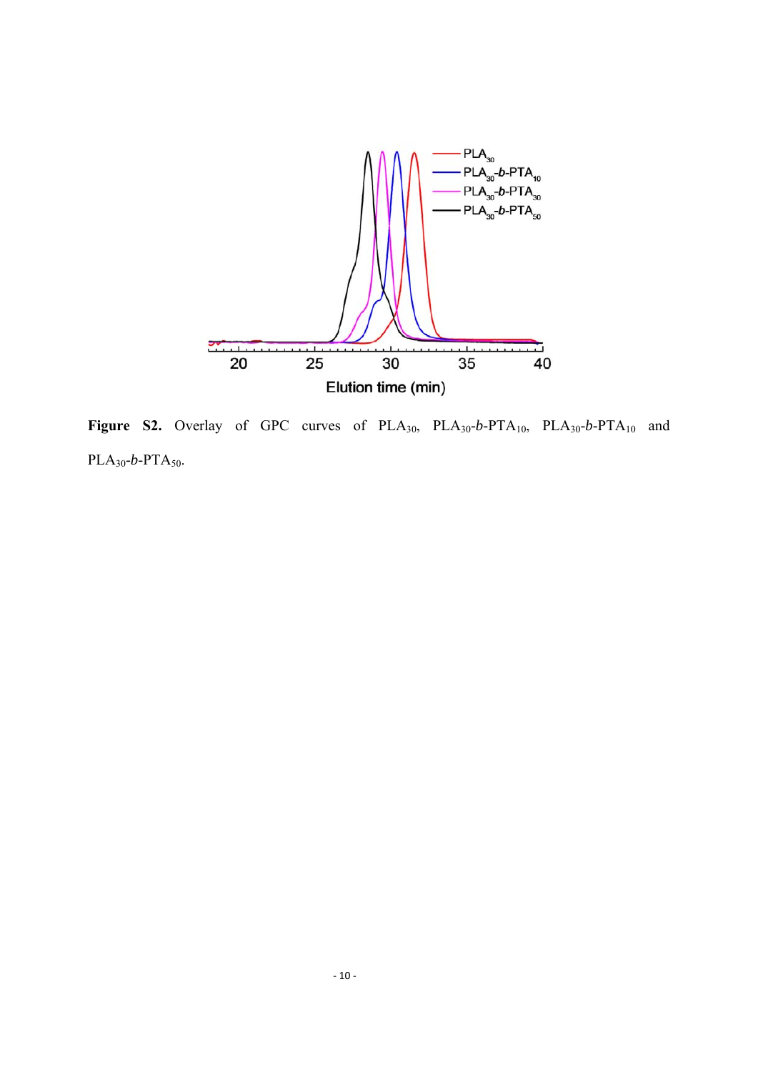**Figure S2.** Overlay of GPC curves of $PLA_{30}$, $PLA_{30}$-*b*-$PTA_{10}$, $PLA_{30}$-*b*-$PTA_{10}$ and $PLA_{30}$-*b*-$PTA_{50}$.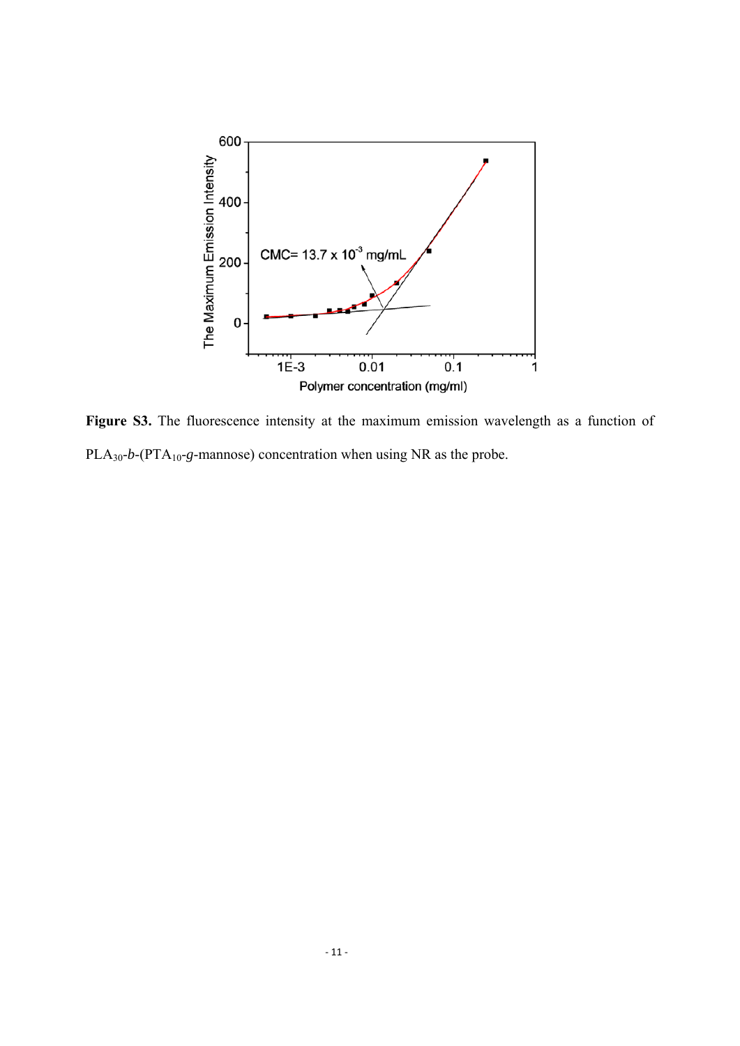**Figure S3.** The fluorescence intensity at the maximum emission wavelength as a function of $PLA_{30}$-*b*-($PTA_{10}$-*g*-mannose) concentration when using NR as the probe.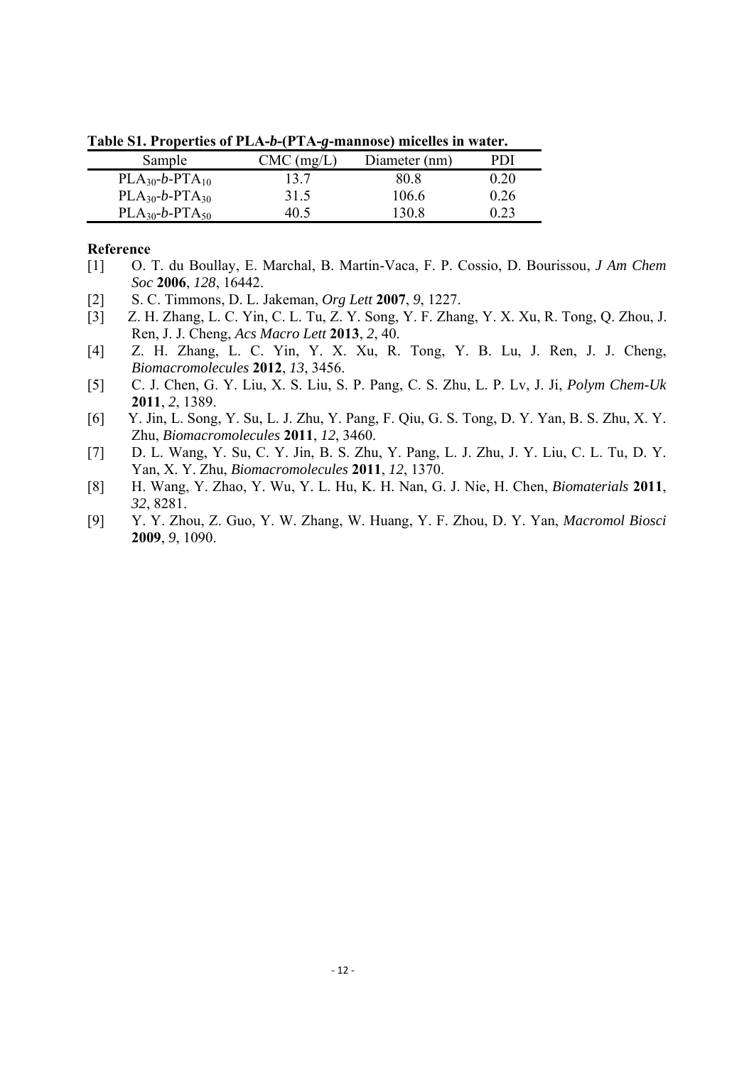**Table S1. Properties of PLA-*b*-(PTA-*g*-mannose) micelles in water.**

| Sample | CMC (mg/L) | Diameter (nm) | PDI |
| --- | --- | --- | --- |
| $PLA_{30}$-*b*-$PTA_{10}$ | 13.7 | 80.8 | 0.20 |
| $PLA_{30}$-*b*-$PTA_{30}$ | 31.5 | 106.6 | 0.26 |
| $PLA_{30}$-*b*-$PTA_{50}$ | 40.5 | 130.8 | 0.23 |

**Reference**

[1] O. T. du Boullay, E. Marchal, B. Martin-Vaca, F. P. Cossio, D. Bourissou, *J Am Chem Soc* **2006**, *128*, 16442.

[2] S. C. Timmons, D. L. Jakeman, *Org Lett* **2007**, *9*, 1227.

[3] Z. H. Zhang, L. C. Yin, C. L. Tu, Z. Y. Song, Y. F. Zhang, Y. X. Xu, R. Tong, Q. Zhou, J. Ren, J. J. Cheng, *Acs Macro Lett* **2013**, *2*, 40.

[4] Z. H. Zhang, L. C. Yin, Y. X. Xu, R. Tong, Y. B. Lu, J. Ren, J. J. Cheng, *Biomacromolecules* **2012**, *13*, 3456.

[5] C. J. Chen, G. Y. Liu, X. S. Liu, S. P. Pang, C. S. Zhu, L. P. Lv, J. Ji, *Polym Chem-Uk* **2011**, *2*, 1389.

[6] Y. Jin, L. Song, Y. Su, L. J. Zhu, Y. Pang, F. Qiu, G. S. Tong, D. Y. Yan, B. S. Zhu, X. Y. Zhu, *Biomacromolecules* **2011**, *12*, 3460.

[7] D. L. Wang, Y. Su, C. Y. Jin, B. S. Zhu, Y. Pang, L. J. Zhu, J. Y. Liu, C. L. Tu, D. Y. Yan, X. Y. Zhu, *Biomacromolecules* **2011**, *12*, 1370.

[8] H. Wang, Y. Zhao, Y. Wu, Y. L. Hu, K. H. Nan, G. J. Nie, H. Chen, *Biomaterials* **2011**, *32*, 8281.

[9] Y. Y. Zhou, Z. Guo, Y. W. Zhang, W. Huang, Y. F. Zhou, D. Y. Yan, *Macromol Biosci* **2009**, *9*, 1090.